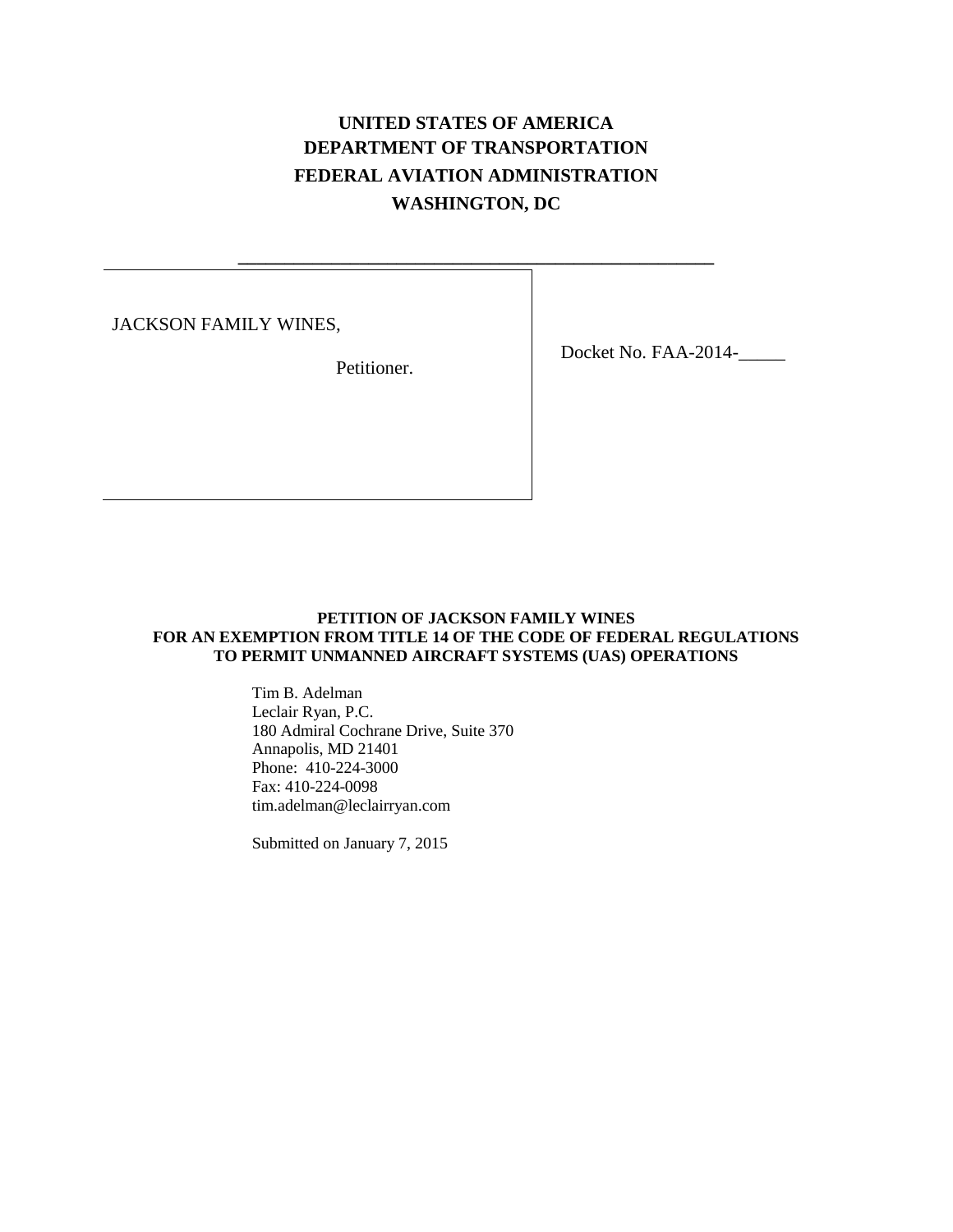**UNITED STATES OF AMERICA**
**DEPARTMENT OF TRANSPORTATION**
**FEDERAL AVIATION ADMINISTRATION**
**WASHINGTON, DC**

---

JACKSON FAMILY WINES,

Petitioner.

Docket No. FAA-2014-_____

**PETITION OF JACKSON FAMILY WINES**
**FOR AN EXEMPTION FROM TITLE 14 OF THE CODE OF FEDERAL REGULATIONS**
**TO PERMIT UNMANNED AIRCRAFT SYSTEMS (UAS) OPERATIONS**

Tim B. Adelman
Leclair Ryan, P.C.
180 Admiral Cochrane Drive, Suite 370
Annapolis, MD 21401
Phone: 410-224-3000
Fax: 410-224-0098
tim.adelman@leclairryan.com

Submitted on January 7, 2015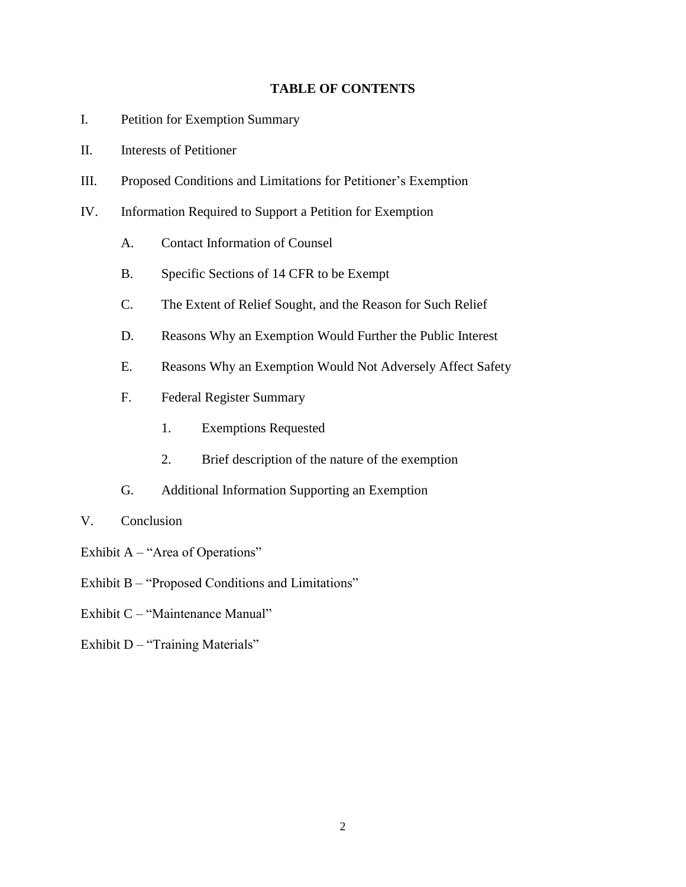## TABLE OF CONTENTS

I. Petition for Exemption Summary

II. Interests of Petitioner

III. Proposed Conditions and Limitations for Petitioner's Exemption

IV. Information Required to Support a Petition for Exemption

   A. Contact Information of Counsel

   B. Specific Sections of 14 CFR to be Exempt

   C. The Extent of Relief Sought, and the Reason for Such Relief

   D. Reasons Why an Exemption Would Further the Public Interest

   E. Reasons Why an Exemption Would Not Adversely Affect Safety

   F. Federal Register Summary

      1. Exemptions Requested

      2. Brief description of the nature of the exemption

   G. Additional Information Supporting an Exemption

V. Conclusion

Exhibit A – "Area of Operations"

Exhibit B – "Proposed Conditions and Limitations"

Exhibit C – "Maintenance Manual"

Exhibit D – "Training Materials"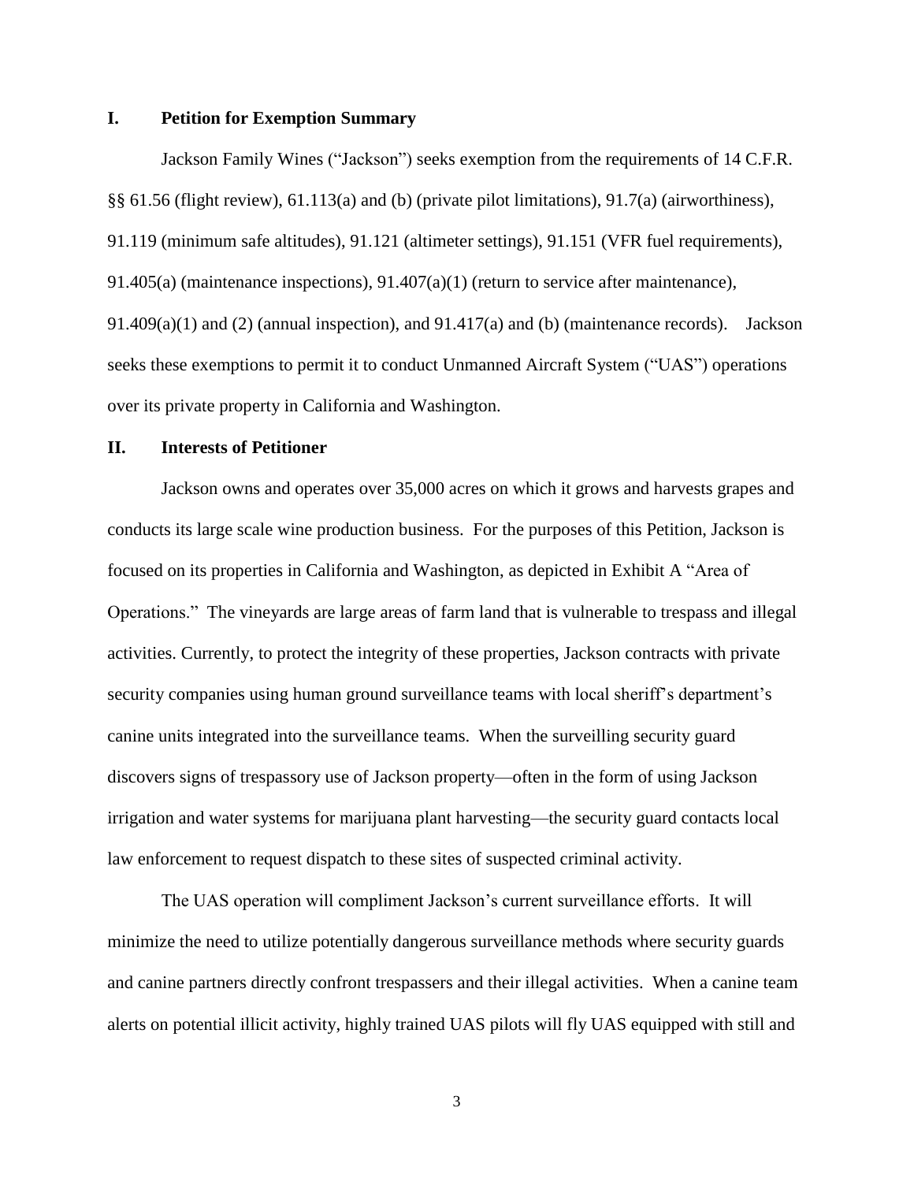## I. Petition for Exemption Summary

Jackson Family Wines ("Jackson") seeks exemption from the requirements of 14 C.F.R. §§ 61.56 (flight review), 61.113(a) and (b) (private pilot limitations), 91.7(a) (airworthiness), 91.119 (minimum safe altitudes), 91.121 (altimeter settings), 91.151 (VFR fuel requirements), 91.405(a) (maintenance inspections), 91.407(a)(1) (return to service after maintenance), 91.409(a)(1) and (2) (annual inspection), and 91.417(a) and (b) (maintenance records). Jackson seeks these exemptions to permit it to conduct Unmanned Aircraft System ("UAS") operations over its private property in California and Washington.

## II. Interests of Petitioner

Jackson owns and operates over 35,000 acres on which it grows and harvests grapes and conducts its large scale wine production business. For the purposes of this Petition, Jackson is focused on its properties in California and Washington, as depicted in Exhibit A "Area of Operations." The vineyards are large areas of farm land that is vulnerable to trespass and illegal activities. Currently, to protect the integrity of these properties, Jackson contracts with private security companies using human ground surveillance teams with local sheriff's department's canine units integrated into the surveillance teams. When the surveilling security guard discovers signs of trespassory use of Jackson property—often in the form of using Jackson irrigation and water systems for marijuana plant harvesting—the security guard contacts local law enforcement to request dispatch to these sites of suspected criminal activity.

The UAS operation will compliment Jackson's current surveillance efforts. It will minimize the need to utilize potentially dangerous surveillance methods where security guards and canine partners directly confront trespassers and their illegal activities. When a canine team alerts on potential illicit activity, highly trained UAS pilots will fly UAS equipped with still and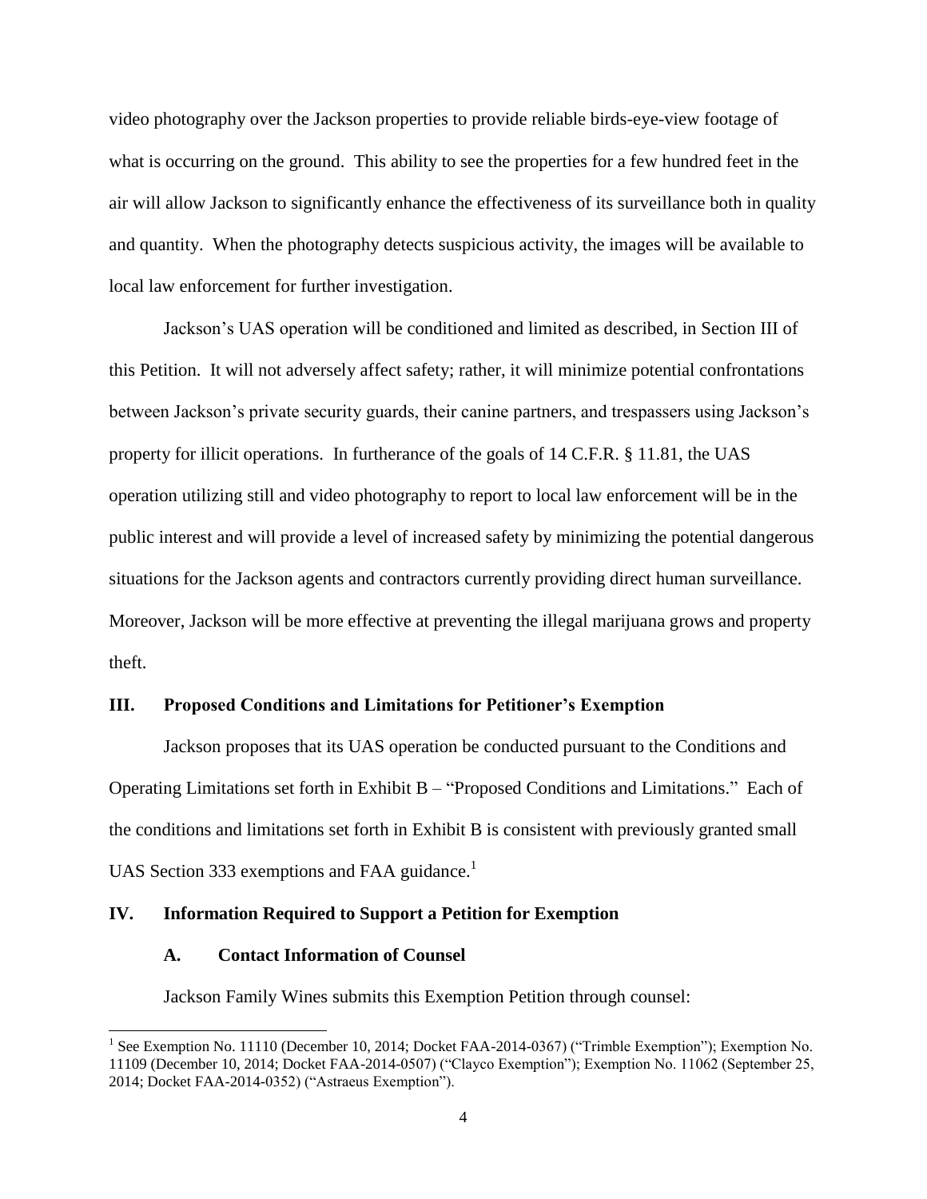video photography over the Jackson properties to provide reliable birds-eye-view footage of what is occurring on the ground. This ability to see the properties for a few hundred feet in the air will allow Jackson to significantly enhance the effectiveness of its surveillance both in quality and quantity. When the photography detects suspicious activity, the images will be available to local law enforcement for further investigation.

Jackson's UAS operation will be conditioned and limited as described, in Section III of this Petition. It will not adversely affect safety; rather, it will minimize potential confrontations between Jackson's private security guards, their canine partners, and trespassers using Jackson's property for illicit operations. In furtherance of the goals of 14 C.F.R. § 11.81, the UAS operation utilizing still and video photography to report to local law enforcement will be in the public interest and will provide a level of increased safety by minimizing the potential dangerous situations for the Jackson agents and contractors currently providing direct human surveillance. Moreover, Jackson will be more effective at preventing the illegal marijuana grows and property theft.

## III. Proposed Conditions and Limitations for Petitioner's Exemption

Jackson proposes that its UAS operation be conducted pursuant to the Conditions and Operating Limitations set forth in Exhibit B – "Proposed Conditions and Limitations." Each of the conditions and limitations set forth in Exhibit B is consistent with previously granted small UAS Section 333 exemptions and FAA guidance.[1]

## IV. Information Required to Support a Petition for Exemption

### A. Contact Information of Counsel

Jackson Family Wines submits this Exemption Petition through counsel:

---

[1] See Exemption No. 11110 (December 10, 2014; Docket FAA-2014-0367) ("Trimble Exemption"); Exemption No. 11109 (December 10, 2014; Docket FAA-2014-0507) ("Clayco Exemption"); Exemption No. 11062 (September 25, 2014; Docket FAA-2014-0352) ("Astraeus Exemption").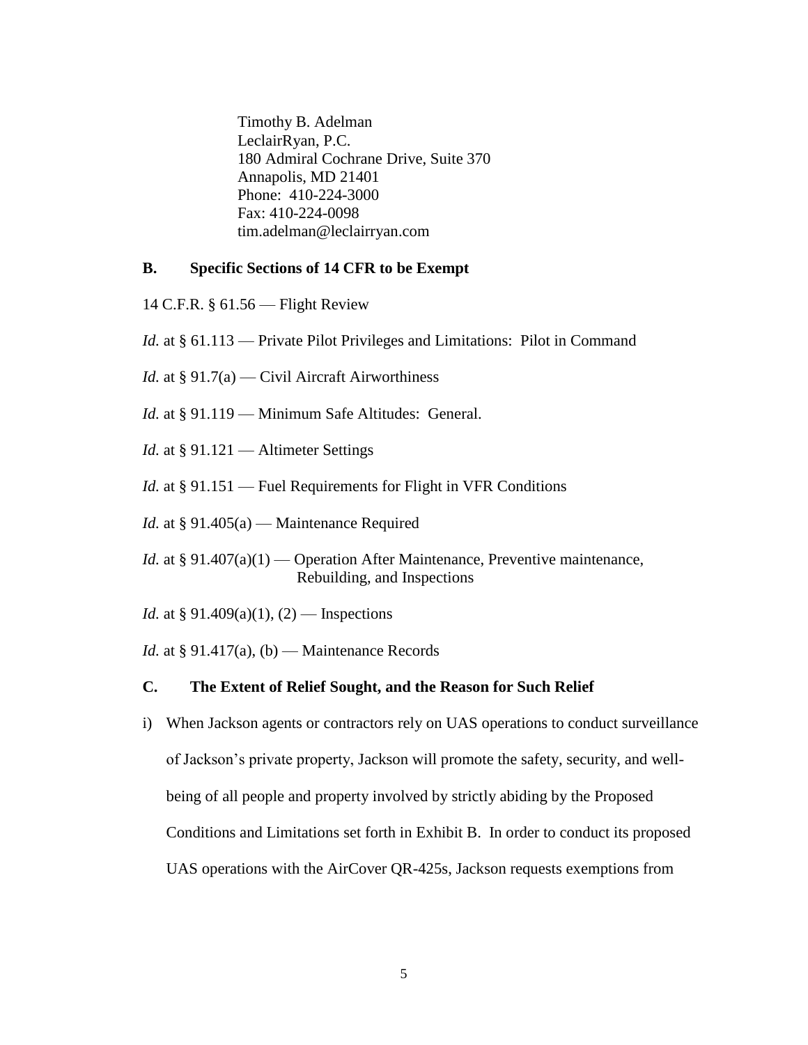Timothy B. Adelman
LeclairRyan, P.C.
180 Admiral Cochrane Drive, Suite 370
Annapolis, MD 21401
Phone: 410-224-3000
Fax: 410-224-0098
tim.adelman@leclairryan.com

## B. Specific Sections of 14 CFR to be Exempt

14 C.F.R. § 61.56 — Flight Review

*Id.* at § 61.113 — Private Pilot Privileges and Limitations: Pilot in Command

*Id.* at § 91.7(a) — Civil Aircraft Airworthiness

*Id.* at § 91.119 — Minimum Safe Altitudes: General.

*Id.* at § 91.121 — Altimeter Settings

*Id.* at § 91.151 — Fuel Requirements for Flight in VFR Conditions

*Id.* at § 91.405(a) — Maintenance Required

*Id.* at § 91.407(a)(1) — Operation After Maintenance, Preventive maintenance, Rebuilding, and Inspections

*Id.* at § 91.409(a)(1), (2) — Inspections

*Id.* at § 91.417(a), (b) — Maintenance Records

## C. The Extent of Relief Sought, and the Reason for Such Relief

i) When Jackson agents or contractors rely on UAS operations to conduct surveillance of Jackson's private property, Jackson will promote the safety, security, and well-being of all people and property involved by strictly abiding by the Proposed Conditions and Limitations set forth in Exhibit B. In order to conduct its proposed UAS operations with the AirCover QR-425s, Jackson requests exemptions from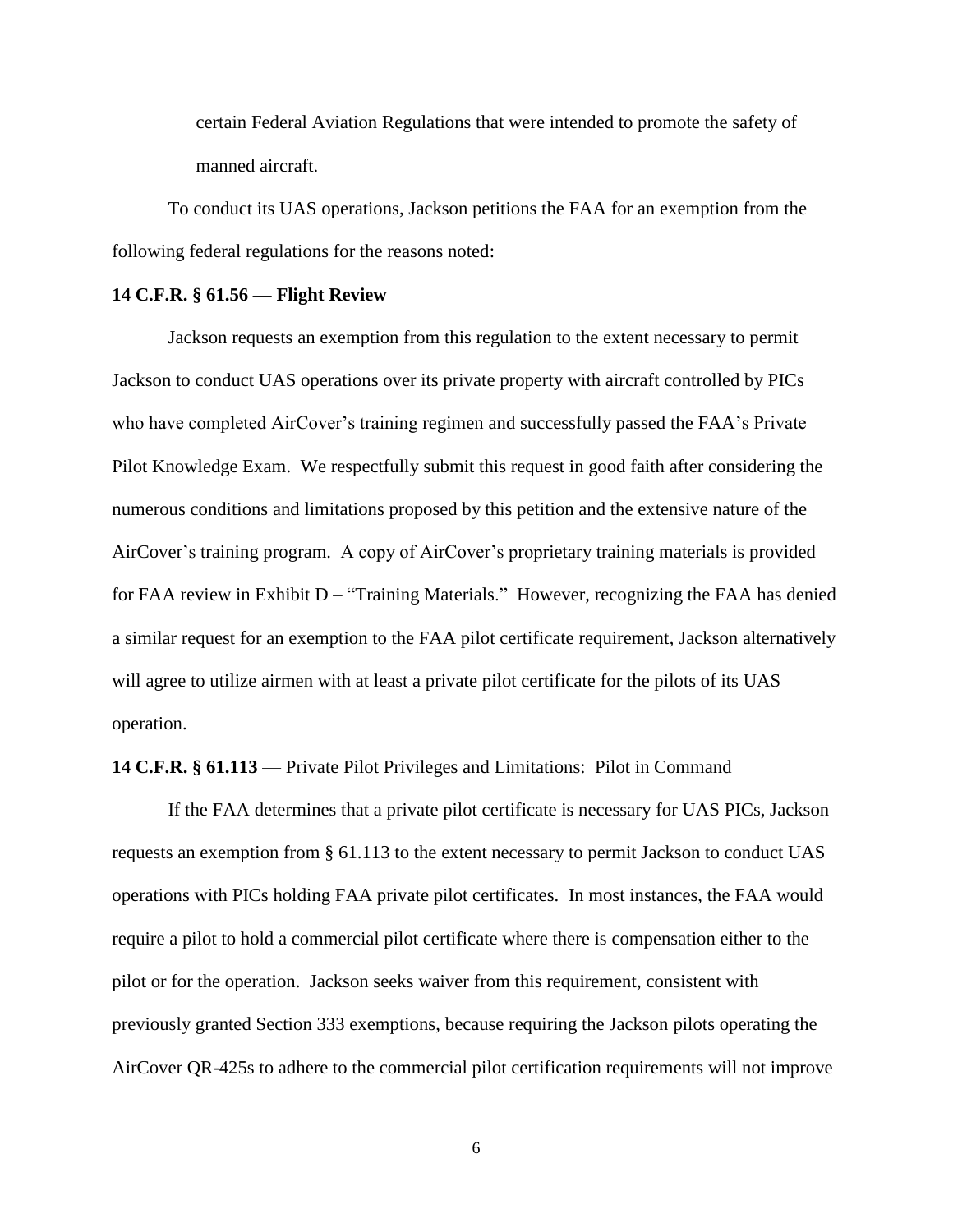certain Federal Aviation Regulations that were intended to promote the safety of manned aircraft.

To conduct its UAS operations, Jackson petitions the FAA for an exemption from the following federal regulations for the reasons noted:

**14 C.F.R. § 61.56 — Flight Review**

Jackson requests an exemption from this regulation to the extent necessary to permit Jackson to conduct UAS operations over its private property with aircraft controlled by PICs who have completed AirCover's training regimen and successfully passed the FAA's Private Pilot Knowledge Exam. We respectfully submit this request in good faith after considering the numerous conditions and limitations proposed by this petition and the extensive nature of the AirCover's training program. A copy of AirCover's proprietary training materials is provided for FAA review in Exhibit D – "Training Materials." However, recognizing the FAA has denied a similar request for an exemption to the FAA pilot certificate requirement, Jackson alternatively will agree to utilize airmen with at least a private pilot certificate for the pilots of its UAS operation.

**14 C.F.R. § 61.113** — Private Pilot Privileges and Limitations: Pilot in Command

If the FAA determines that a private pilot certificate is necessary for UAS PICs, Jackson requests an exemption from § 61.113 to the extent necessary to permit Jackson to conduct UAS operations with PICs holding FAA private pilot certificates. In most instances, the FAA would require a pilot to hold a commercial pilot certificate where there is compensation either to the pilot or for the operation. Jackson seeks waiver from this requirement, consistent with previously granted Section 333 exemptions, because requiring the Jackson pilots operating the AirCover QR-425s to adhere to the commercial pilot certification requirements will not improve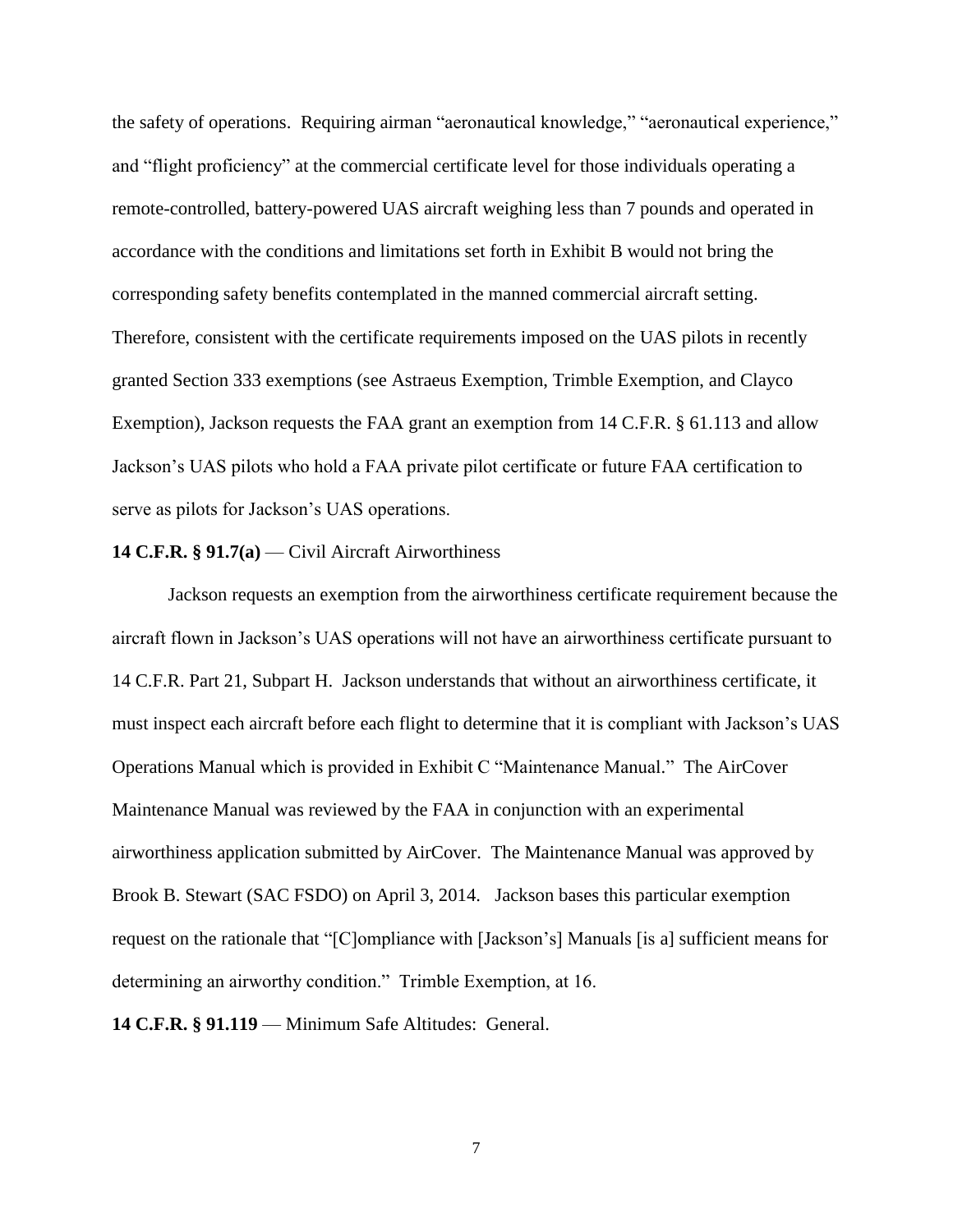the safety of operations. Requiring airman "aeronautical knowledge," "aeronautical experience," and "flight proficiency" at the commercial certificate level for those individuals operating a remote-controlled, battery-powered UAS aircraft weighing less than 7 pounds and operated in accordance with the conditions and limitations set forth in Exhibit B would not bring the corresponding safety benefits contemplated in the manned commercial aircraft setting. Therefore, consistent with the certificate requirements imposed on the UAS pilots in recently granted Section 333 exemptions (see Astraeus Exemption, Trimble Exemption, and Clayco Exemption), Jackson requests the FAA grant an exemption from 14 C.F.R. § 61.113 and allow Jackson's UAS pilots who hold a FAA private pilot certificate or future FAA certification to serve as pilots for Jackson's UAS operations.

**14 C.F.R. § 91.7(a)** — Civil Aircraft Airworthiness

Jackson requests an exemption from the airworthiness certificate requirement because the aircraft flown in Jackson's UAS operations will not have an airworthiness certificate pursuant to 14 C.F.R. Part 21, Subpart H. Jackson understands that without an airworthiness certificate, it must inspect each aircraft before each flight to determine that it is compliant with Jackson's UAS Operations Manual which is provided in Exhibit C "Maintenance Manual." The AirCover Maintenance Manual was reviewed by the FAA in conjunction with an experimental airworthiness application submitted by AirCover. The Maintenance Manual was approved by Brook B. Stewart (SAC FSDO) on April 3, 2014. Jackson bases this particular exemption request on the rationale that "[C]ompliance with [Jackson's] Manuals [is a] sufficient means for determining an airworthy condition." Trimble Exemption, at 16.

**14 C.F.R. § 91.119** — Minimum Safe Altitudes: General.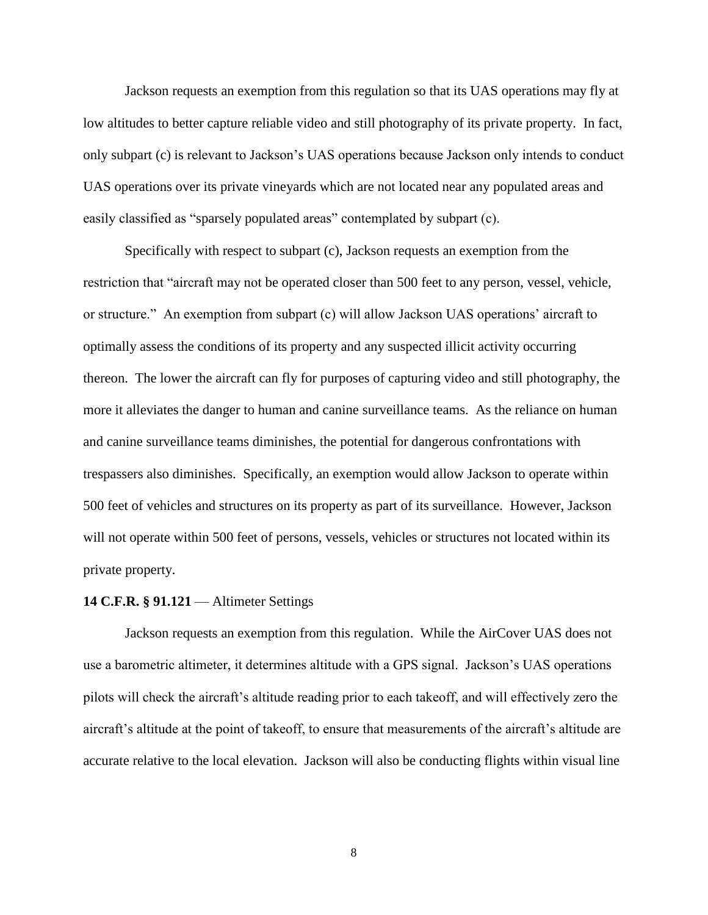Jackson requests an exemption from this regulation so that its UAS operations may fly at low altitudes to better capture reliable video and still photography of its private property. In fact, only subpart (c) is relevant to Jackson's UAS operations because Jackson only intends to conduct UAS operations over its private vineyards which are not located near any populated areas and easily classified as "sparsely populated areas" contemplated by subpart (c).

Specifically with respect to subpart (c), Jackson requests an exemption from the restriction that "aircraft may not be operated closer than 500 feet to any person, vessel, vehicle, or structure." An exemption from subpart (c) will allow Jackson UAS operations' aircraft to optimally assess the conditions of its property and any suspected illicit activity occurring thereon. The lower the aircraft can fly for purposes of capturing video and still photography, the more it alleviates the danger to human and canine surveillance teams. As the reliance on human and canine surveillance teams diminishes, the potential for dangerous confrontations with trespassers also diminishes. Specifically, an exemption would allow Jackson to operate within 500 feet of vehicles and structures on its property as part of its surveillance. However, Jackson will not operate within 500 feet of persons, vessels, vehicles or structures not located within its private property.

**14 C.F.R. § 91.121** — Altimeter Settings

Jackson requests an exemption from this regulation. While the AirCover UAS does not use a barometric altimeter, it determines altitude with a GPS signal. Jackson's UAS operations pilots will check the aircraft's altitude reading prior to each takeoff, and will effectively zero the aircraft's altitude at the point of takeoff, to ensure that measurements of the aircraft's altitude are accurate relative to the local elevation. Jackson will also be conducting flights within visual line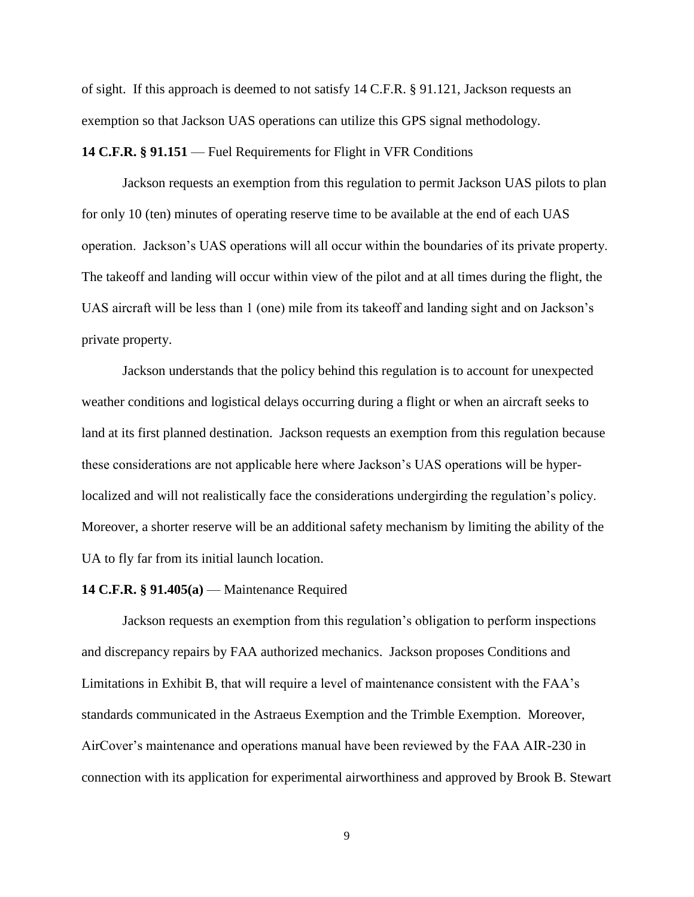of sight. If this approach is deemed to not satisfy 14 C.F.R. § 91.121, Jackson requests an exemption so that Jackson UAS operations can utilize this GPS signal methodology.

**14 C.F.R. § 91.151** — Fuel Requirements for Flight in VFR Conditions

Jackson requests an exemption from this regulation to permit Jackson UAS pilots to plan for only 10 (ten) minutes of operating reserve time to be available at the end of each UAS operation. Jackson's UAS operations will all occur within the boundaries of its private property. The takeoff and landing will occur within view of the pilot and at all times during the flight, the UAS aircraft will be less than 1 (one) mile from its takeoff and landing sight and on Jackson's private property.

Jackson understands that the policy behind this regulation is to account for unexpected weather conditions and logistical delays occurring during a flight or when an aircraft seeks to land at its first planned destination. Jackson requests an exemption from this regulation because these considerations are not applicable here where Jackson's UAS operations will be hyper-localized and will not realistically face the considerations undergirding the regulation's policy. Moreover, a shorter reserve will be an additional safety mechanism by limiting the ability of the UA to fly far from its initial launch location.

**14 C.F.R. § 91.405(a)** — Maintenance Required

Jackson requests an exemption from this regulation's obligation to perform inspections and discrepancy repairs by FAA authorized mechanics. Jackson proposes Conditions and Limitations in Exhibit B, that will require a level of maintenance consistent with the FAA's standards communicated in the Astraeus Exemption and the Trimble Exemption. Moreover, AirCover's maintenance and operations manual have been reviewed by the FAA AIR-230 in connection with its application for experimental airworthiness and approved by Brook B. Stewart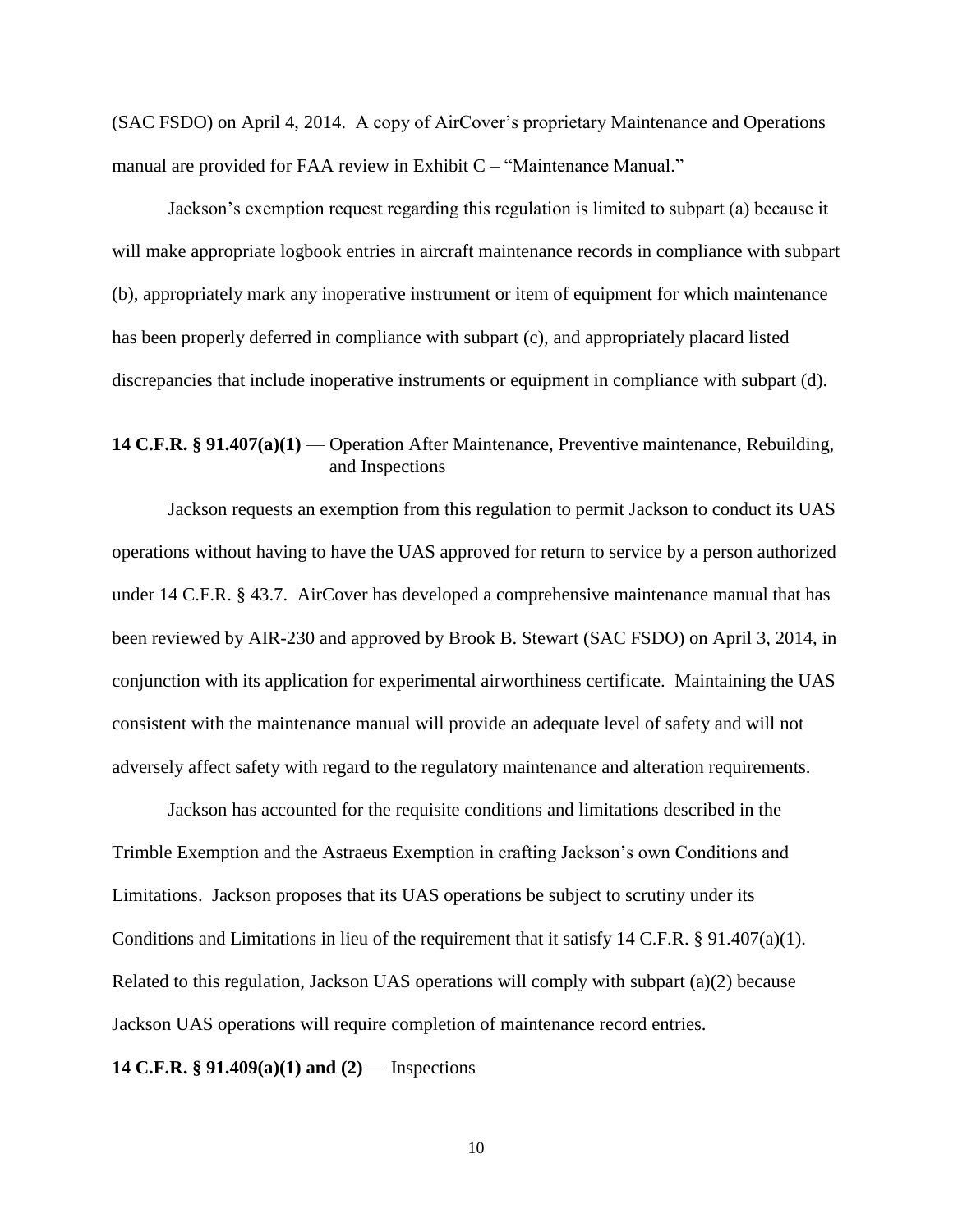(SAC FSDO) on April 4, 2014. A copy of AirCover's proprietary Maintenance and Operations manual are provided for FAA review in Exhibit C – "Maintenance Manual."

Jackson's exemption request regarding this regulation is limited to subpart (a) because it will make appropriate logbook entries in aircraft maintenance records in compliance with subpart (b), appropriately mark any inoperative instrument or item of equipment for which maintenance has been properly deferred in compliance with subpart (c), and appropriately placard listed discrepancies that include inoperative instruments or equipment in compliance with subpart (d).

**14 C.F.R. § 91.407(a)(1)** — Operation After Maintenance, Preventive maintenance, Rebuilding, and Inspections

Jackson requests an exemption from this regulation to permit Jackson to conduct its UAS operations without having to have the UAS approved for return to service by a person authorized under 14 C.F.R. § 43.7. AirCover has developed a comprehensive maintenance manual that has been reviewed by AIR-230 and approved by Brook B. Stewart (SAC FSDO) on April 3, 2014, in conjunction with its application for experimental airworthiness certificate. Maintaining the UAS consistent with the maintenance manual will provide an adequate level of safety and will not adversely affect safety with regard to the regulatory maintenance and alteration requirements.

Jackson has accounted for the requisite conditions and limitations described in the Trimble Exemption and the Astraeus Exemption in crafting Jackson's own Conditions and Limitations. Jackson proposes that its UAS operations be subject to scrutiny under its Conditions and Limitations in lieu of the requirement that it satisfy 14 C.F.R. § 91.407(a)(1). Related to this regulation, Jackson UAS operations will comply with subpart (a)(2) because Jackson UAS operations will require completion of maintenance record entries.

**14 C.F.R. § 91.409(a)(1) and (2)** — Inspections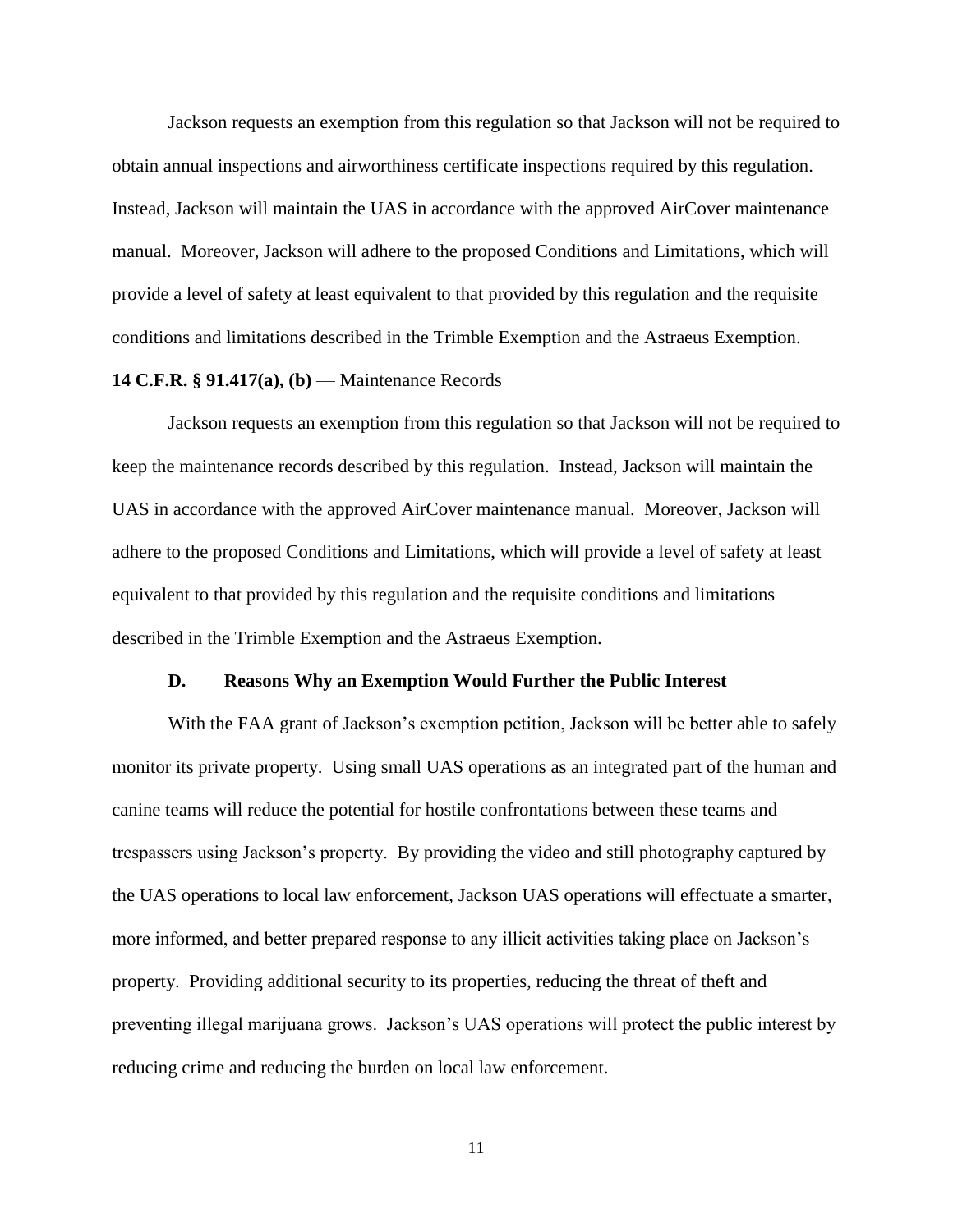Jackson requests an exemption from this regulation so that Jackson will not be required to obtain annual inspections and airworthiness certificate inspections required by this regulation. Instead, Jackson will maintain the UAS in accordance with the approved AirCover maintenance manual. Moreover, Jackson will adhere to the proposed Conditions and Limitations, which will provide a level of safety at least equivalent to that provided by this regulation and the requisite conditions and limitations described in the Trimble Exemption and the Astraeus Exemption.

**14 C.F.R. § 91.417(a), (b)** — Maintenance Records

Jackson requests an exemption from this regulation so that Jackson will not be required to keep the maintenance records described by this regulation. Instead, Jackson will maintain the UAS in accordance with the approved AirCover maintenance manual. Moreover, Jackson will adhere to the proposed Conditions and Limitations, which will provide a level of safety at least equivalent to that provided by this regulation and the requisite conditions and limitations described in the Trimble Exemption and the Astraeus Exemption.

### D. Reasons Why an Exemption Would Further the Public Interest

With the FAA grant of Jackson's exemption petition, Jackson will be better able to safely monitor its private property. Using small UAS operations as an integrated part of the human and canine teams will reduce the potential for hostile confrontations between these teams and trespassers using Jackson's property. By providing the video and still photography captured by the UAS operations to local law enforcement, Jackson UAS operations will effectuate a smarter, more informed, and better prepared response to any illicit activities taking place on Jackson's property. Providing additional security to its properties, reducing the threat of theft and preventing illegal marijuana grows. Jackson's UAS operations will protect the public interest by reducing crime and reducing the burden on local law enforcement.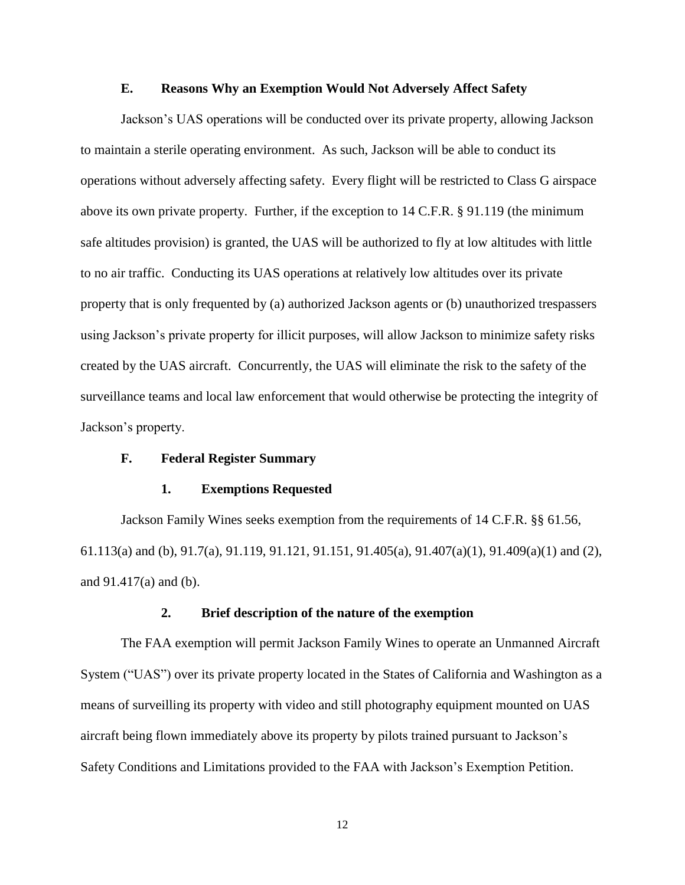### E. Reasons Why an Exemption Would Not Adversely Affect Safety

Jackson's UAS operations will be conducted over its private property, allowing Jackson to maintain a sterile operating environment. As such, Jackson will be able to conduct its operations without adversely affecting safety. Every flight will be restricted to Class G airspace above its own private property. Further, if the exception to 14 C.F.R. § 91.119 (the minimum safe altitudes provision) is granted, the UAS will be authorized to fly at low altitudes with little to no air traffic. Conducting its UAS operations at relatively low altitudes over its private property that is only frequented by (a) authorized Jackson agents or (b) unauthorized trespassers using Jackson's private property for illicit purposes, will allow Jackson to minimize safety risks created by the UAS aircraft. Concurrently, the UAS will eliminate the risk to the safety of the surveillance teams and local law enforcement that would otherwise be protecting the integrity of Jackson's property.

### F. Federal Register Summary

#### 1. Exemptions Requested

Jackson Family Wines seeks exemption from the requirements of 14 C.F.R. §§ 61.56, 61.113(a) and (b), 91.7(a), 91.119, 91.121, 91.151, 91.405(a), 91.407(a)(1), 91.409(a)(1) and (2), and 91.417(a) and (b).

#### 2. Brief description of the nature of the exemption

The FAA exemption will permit Jackson Family Wines to operate an Unmanned Aircraft System ("UAS") over its private property located in the States of California and Washington as a means of surveilling its property with video and still photography equipment mounted on UAS aircraft being flown immediately above its property by pilots trained pursuant to Jackson's Safety Conditions and Limitations provided to the FAA with Jackson's Exemption Petition.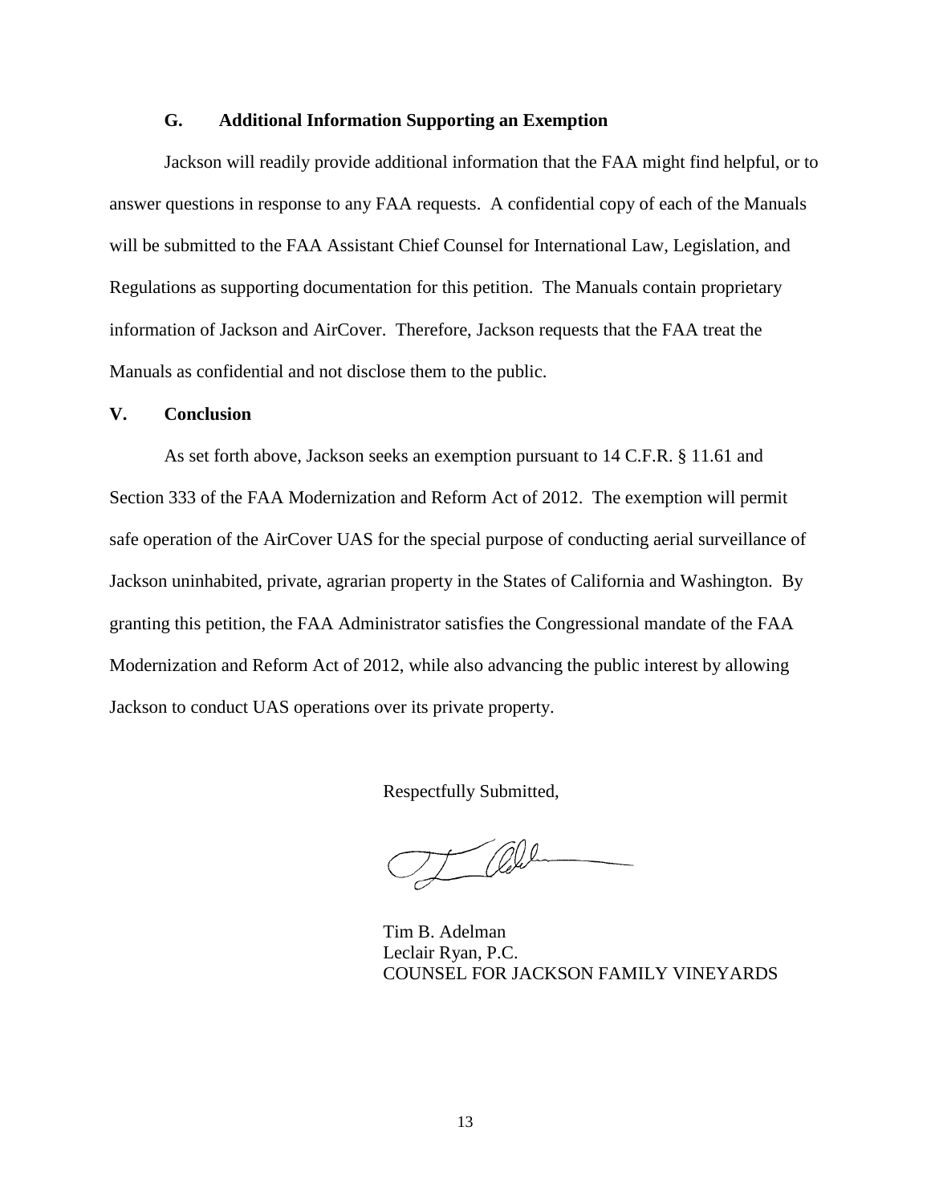### G. Additional Information Supporting an Exemption

Jackson will readily provide additional information that the FAA might find helpful, or to answer questions in response to any FAA requests. A confidential copy of each of the Manuals will be submitted to the FAA Assistant Chief Counsel for International Law, Legislation, and Regulations as supporting documentation for this petition. The Manuals contain proprietary information of Jackson and AirCover. Therefore, Jackson requests that the FAA treat the Manuals as confidential and not disclose them to the public.

## V. Conclusion

As set forth above, Jackson seeks an exemption pursuant to 14 C.F.R. § 11.61 and Section 333 of the FAA Modernization and Reform Act of 2012. The exemption will permit safe operation of the AirCover UAS for the special purpose of conducting aerial surveillance of Jackson uninhabited, private, agrarian property in the States of California and Washington. By granting this petition, the FAA Administrator satisfies the Congressional mandate of the FAA Modernization and Reform Act of 2012, while also advancing the public interest by allowing Jackson to conduct UAS operations over its private property.

Respectfully Submitted,

Tim B. Adelman
Leclair Ryan, P.C.
COUNSEL FOR JACKSON FAMILY VINEYARDS